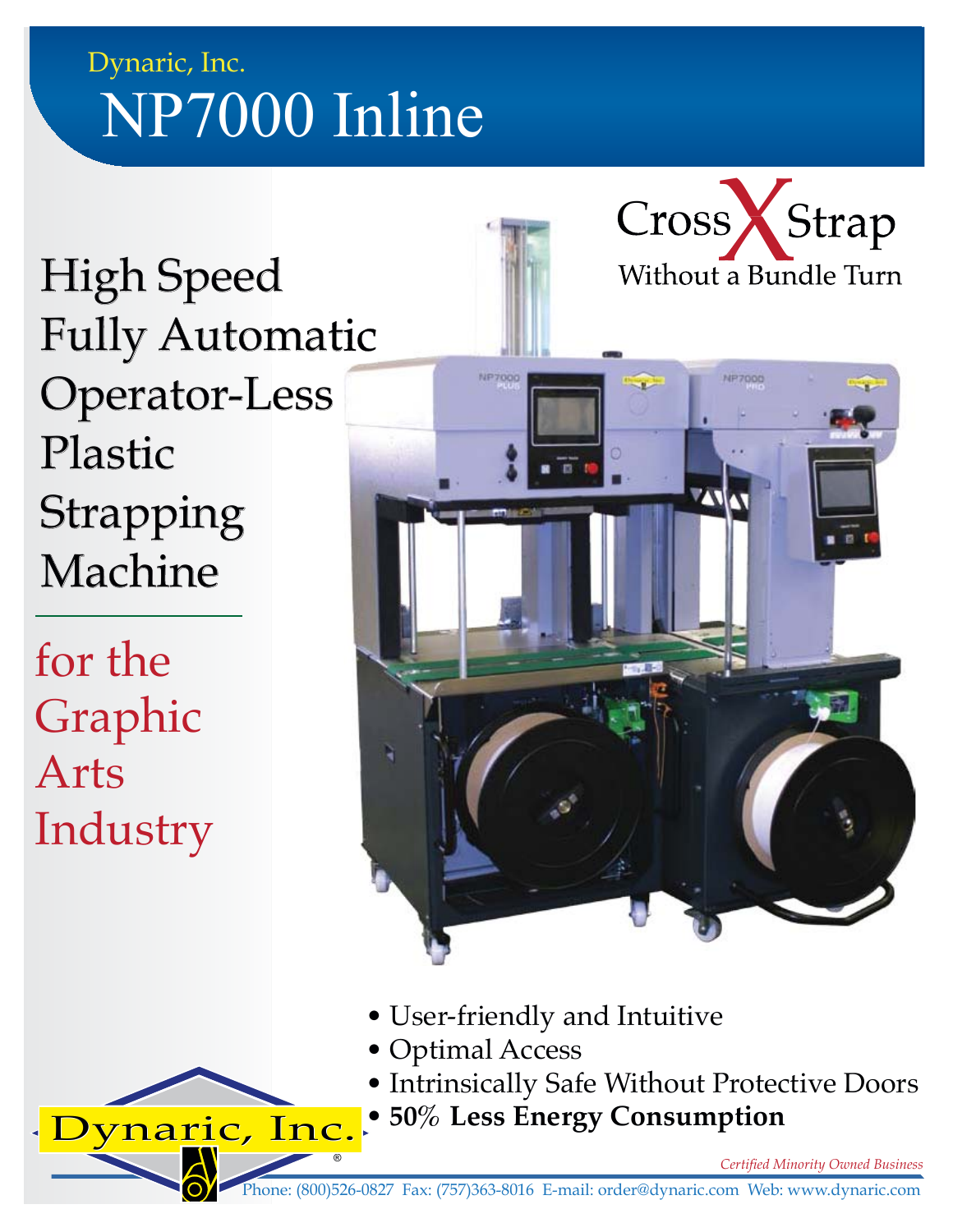Dynaric, Inc.

# NP7000 Inline

## Cross X Strap

Without a Bundle Turn

## High Speed Fully Automatic Operator-Less Plastic Strapping Machine

## for the Graphic Arts Industry

- User-friendly and Intuitive
- Optimal Access
- Intrinsically Safe Without Protective Doors
- **50% Less Energy Consumption**

Dynaric, Inc.®

*Certified Minority Owned Business*

Phone: (800)526-0827 Fax: (757)363-8016 E-mail: order@dynaric.com Web: www.dynaric.com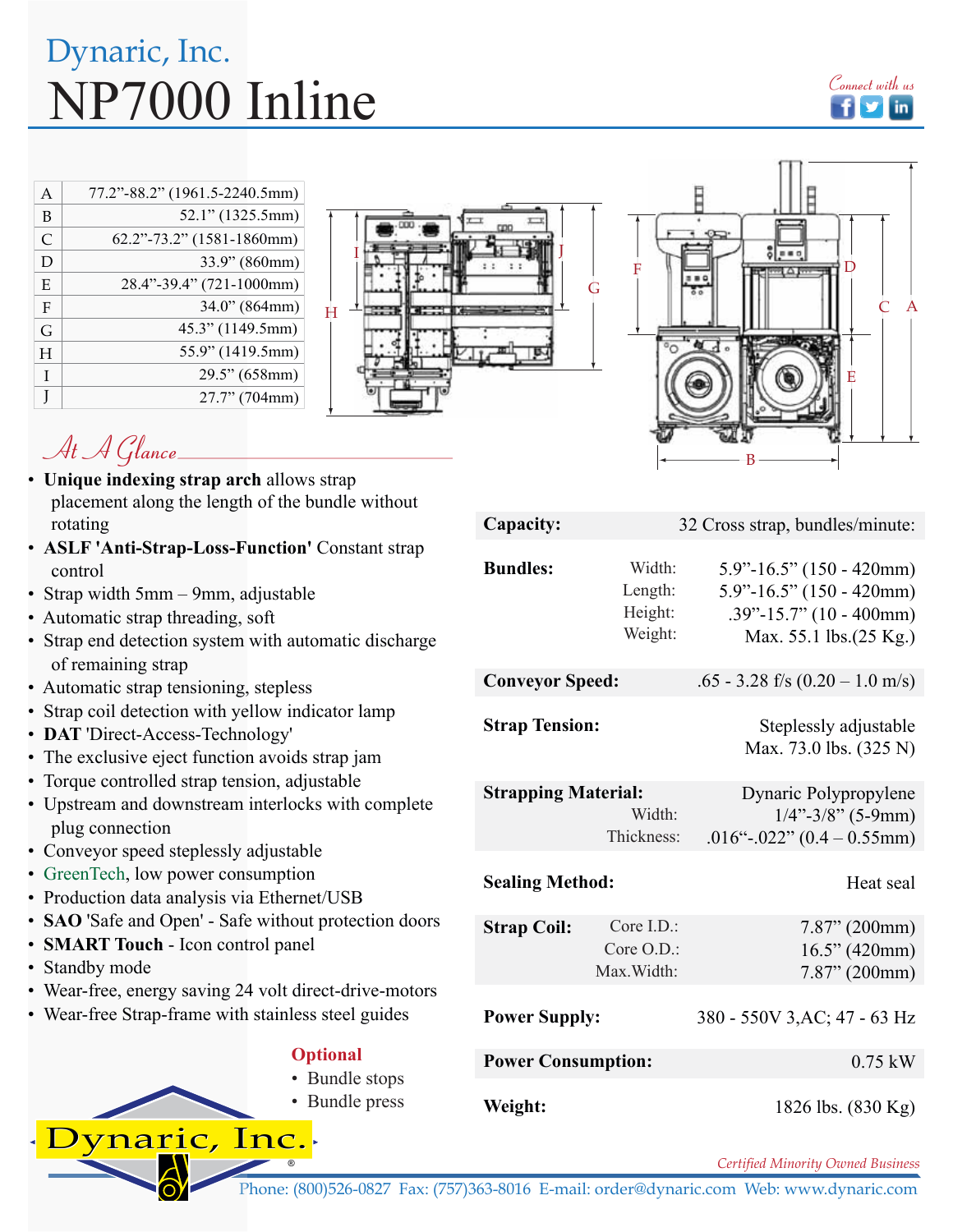# Dynaric, Inc.

# NP7000 Inline

Connect with us

| | |
|---|---|
| A | 77.2”-88.2” (1961.5-2240.5mm) |
| B | 52.1” (1325.5mm) |
| C | 62.2”-73.2” (1581-1860mm) |
| D | 33.9” (860mm) |
| E | 28.4”-39.4” (721-1000mm) |
| F | 34.0” (864mm) |
| G | 45.3” (1149.5mm) |
| H | 55.9” (1419.5mm) |
| I | 29.5” (658mm) |
| J | 27.7” (704mm) |

I
J
G
H
F
D
C
A
E
B

## At A Glance

- **Unique indexing strap arch** allows strap placement along the length of the bundle without rotating
- **ASLF 'Anti-Strap-Loss-Function'** Constant strap control
- Strap width 5mm – 9mm, adjustable
- Automatic strap threading, soft
- Strap end detection system with automatic discharge of remaining strap
- Automatic strap tensioning, stepless
- Strap coil detection with yellow indicator lamp
- **DAT** 'Direct-Access-Technology'
- The exclusive eject function avoids strap jam
- Torque controlled strap tension, adjustable
- Upstream and downstream interlocks with complete plug connection
- Conveyor speed steplessly adjustable
- GreenTech, low power consumption
- Production data analysis via Ethernet/USB
- **SAO** 'Safe and Open' - Safe without protection doors
- **SMART Touch** - Icon control panel
- Standby mode
- Wear-free, energy saving 24 volt direct-drive-motors
- Wear-free Strap-frame with stainless steel guides

**Optional**

- Bundle stops
- Bundle press

| | | |
|---|---|---|
| **Capacity:** | | 32 Cross strap, bundles/minute: |
| **Bundles:** | Width: | 5.9”-16.5” (150 - 420mm) |
| | Length: | 5.9”-16.5” (150 - 420mm) |
| | Height: | .39”-15.7” (10 - 400mm) |
| | Weight: | Max. 55.1 lbs.(25 Kg.) |
| **Conveyor Speed:** | | .65 - 3.28 f/s (0.20 – 1.0 m/s) |
| **Strap Tension:** | | Steplessly adjustable Max. 73.0 lbs. (325 N) |
| **Strapping Material:** | | Dynaric Polypropylene |
| | Width: | 1/4”-3/8” (5-9mm) |
| | Thickness: | .016“-.022” (0.4 – 0.55mm) |
| **Sealing Method:** | | Heat seal |
| **Strap Coil:** | Core I.D.: | 7.87” (200mm) |
| | Core O.D.: | 16.5” (420mm) |
| | Max.Width: | 7.87” (200mm) |
| **Power Supply:** | | 380 - 550V 3,AC; 47 - 63 Hz |
| **Power Consumption:** | | 0.75 kW |
| **Weight:** | | 1826 lbs. (830 Kg) |

Dynaric, Inc.®

*Certified Minority Owned Business*

Phone: (800)526-0827 Fax: (757)363-8016 E-mail: order@dynaric.com Web: www.dynaric.com